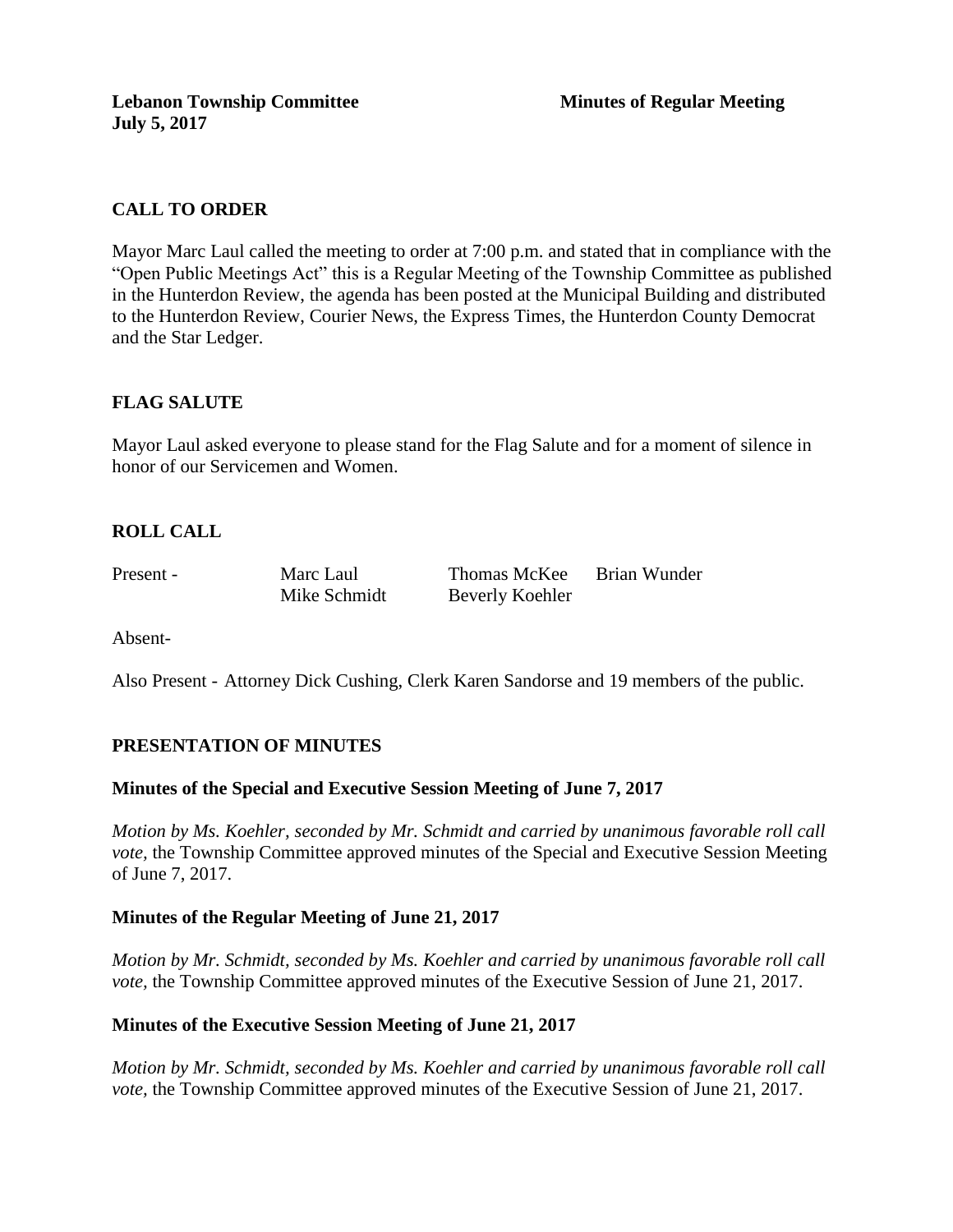**Lebanon Township Committee** **Minutes of Regular Meeting**
**July 5, 2017**

## CALL TO ORDER

Mayor Marc Laul called the meeting to order at 7:00 p.m. and stated that in compliance with the "Open Public Meetings Act" this is a Regular Meeting of the Township Committee as published in the Hunterdon Review, the agenda has been posted at the Municipal Building and distributed to the Hunterdon Review, Courier News, the Express Times, the Hunterdon County Democrat and the Star Ledger.

## FLAG SALUTE

Mayor Laul asked everyone to please stand for the Flag Salute and for a moment of silence in honor of our Servicemen and Women.

## ROLL CALL

| Present - | Marc Laul | Thomas McKee | Brian Wunder |
|---|---|---|---|
| | Mike Schmidt | Beverly Koehler | |

Absent-

Also Present - Attorney Dick Cushing, Clerk Karen Sandorse and 19 members of the public.

## PRESENTATION OF MINUTES

### Minutes of the Special and Executive Session Meeting of June 7, 2017

*Motion by Ms. Koehler, seconded by Mr. Schmidt and carried by unanimous favorable roll call vote,* the Township Committee approved minutes of the Special and Executive Session Meeting of June 7, 2017.

### Minutes of the Regular Meeting of June 21, 2017

*Motion by Mr. Schmidt, seconded by Ms. Koehler and carried by unanimous favorable roll call vote,* the Township Committee approved minutes of the Executive Session of June 21, 2017.

### Minutes of the Executive Session Meeting of June 21, 2017

*Motion by Mr. Schmidt, seconded by Ms. Koehler and carried by unanimous favorable roll call vote,* the Township Committee approved minutes of the Executive Session of June 21, 2017.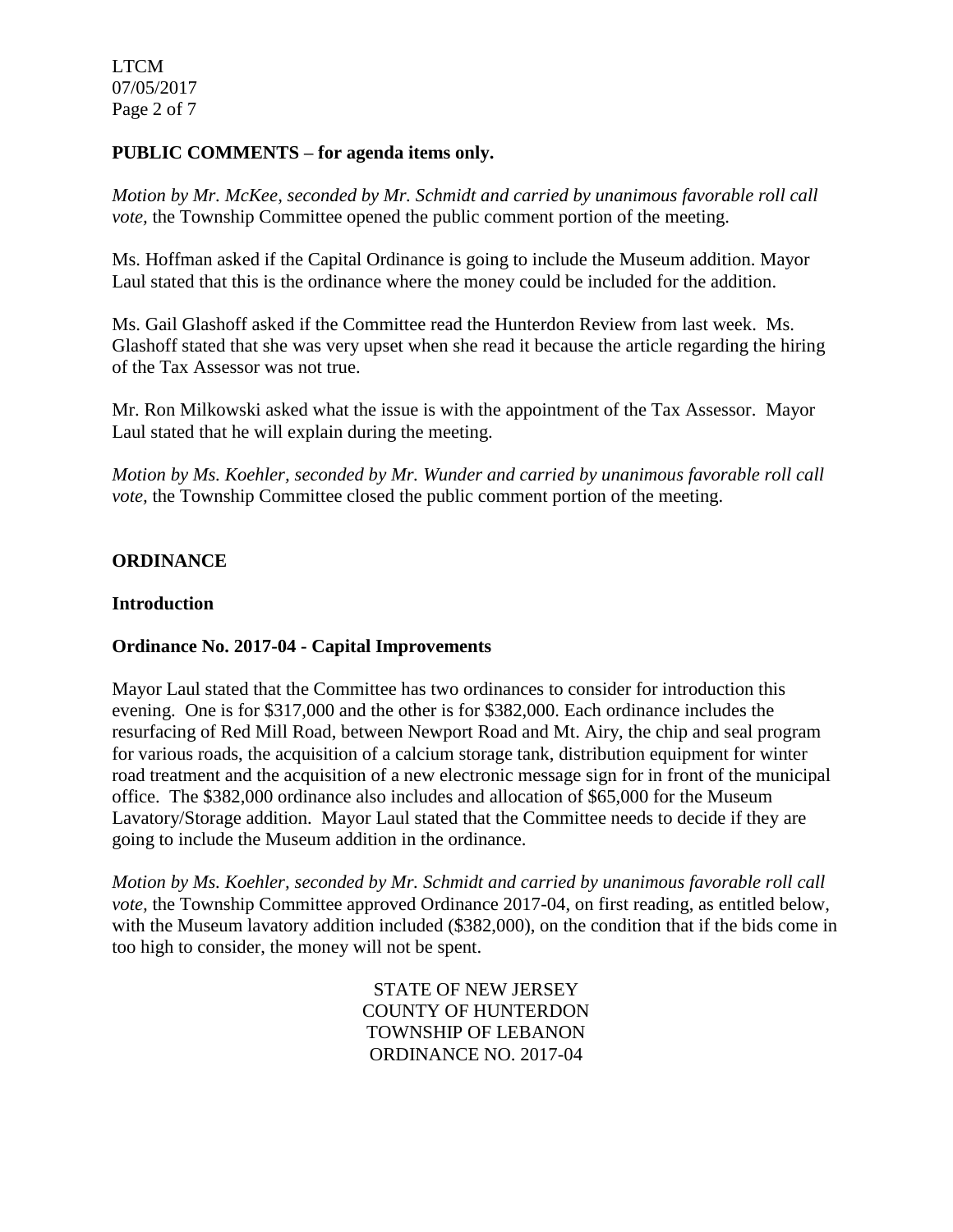**PUBLIC COMMENTS – for agenda items only.**

*Motion by Mr. McKee, seconded by Mr. Schmidt and carried by unanimous favorable roll call vote,* the Township Committee opened the public comment portion of the meeting.

Ms. Hoffman asked if the Capital Ordinance is going to include the Museum addition. Mayor Laul stated that this is the ordinance where the money could be included for the addition.

Ms. Gail Glashoff asked if the Committee read the Hunterdon Review from last week. Ms. Glashoff stated that she was very upset when she read it because the article regarding the hiring of the Tax Assessor was not true.

Mr. Ron Milkowski asked what the issue is with the appointment of the Tax Assessor. Mayor Laul stated that he will explain during the meeting.

*Motion by Ms. Koehler, seconded by Mr. Wunder and carried by unanimous favorable roll call vote,* the Township Committee closed the public comment portion of the meeting.

**ORDINANCE**

**Introduction**

**Ordinance No. 2017-04 - Capital Improvements**

Mayor Laul stated that the Committee has two ordinances to consider for introduction this evening. One is for $317,000 and the other is for $382,000. Each ordinance includes the resurfacing of Red Mill Road, between Newport Road and Mt. Airy, the chip and seal program for various roads, the acquisition of a calcium storage tank, distribution equipment for winter road treatment and the acquisition of a new electronic message sign for in front of the municipal office. The $382,000 ordinance also includes and allocation of $65,000 for the Museum Lavatory/Storage addition. Mayor Laul stated that the Committee needs to decide if they are going to include the Museum addition in the ordinance.

*Motion by Ms. Koehler, seconded by Mr. Schmidt and carried by unanimous favorable roll call vote,* the Township Committee approved Ordinance 2017-04, on first reading, as entitled below, with the Museum lavatory addition included ($382,000), on the condition that if the bids come in too high to consider, the money will not be spent.

STATE OF NEW JERSEY
COUNTY OF HUNTERDON
TOWNSHIP OF LEBANON
ORDINANCE NO. 2017-04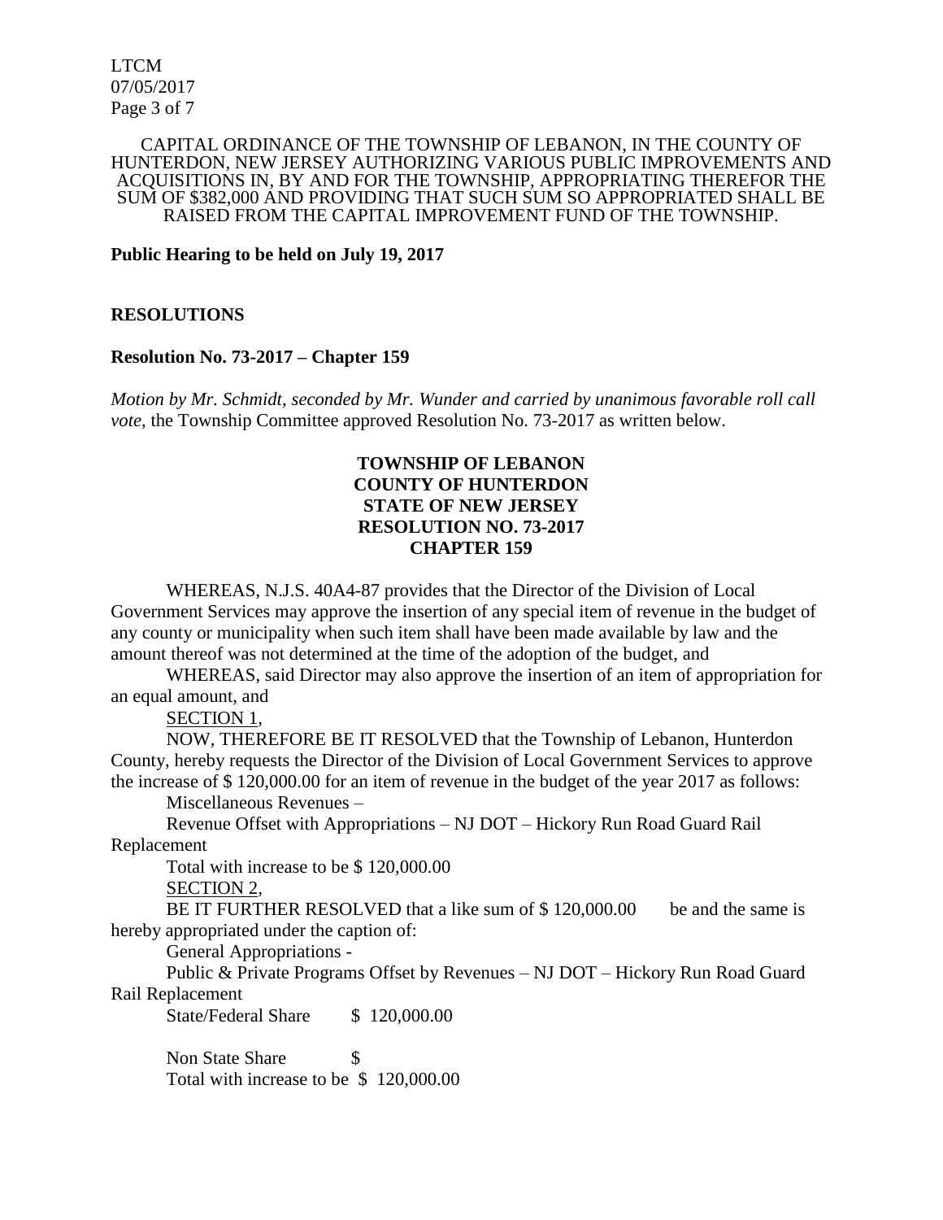CAPITAL ORDINANCE OF THE TOWNSHIP OF LEBANON, IN THE COUNTY OF HUNTERDON, NEW JERSEY AUTHORIZING VARIOUS PUBLIC IMPROVEMENTS AND ACQUISITIONS IN, BY AND FOR THE TOWNSHIP, APPROPRIATING THEREFOR THE SUM OF $382,000 AND PROVIDING THAT SUCH SUM SO APPROPRIATED SHALL BE RAISED FROM THE CAPITAL IMPROVEMENT FUND OF THE TOWNSHIP.

**Public Hearing to be held on July 19, 2017**

## RESOLUTIONS

### Resolution No. 73-2017 – Chapter 159

*Motion by Mr. Schmidt, seconded by Mr. Wunder and carried by unanimous favorable roll call vote,* the Township Committee approved Resolution No. 73-2017 as written below.

**TOWNSHIP OF LEBANON**
**COUNTY OF HUNTERDON**
**STATE OF NEW JERSEY**
**RESOLUTION NO. 73-2017**
**CHAPTER 159**

WHEREAS, N.J.S. 40A4-87 provides that the Director of the Division of Local Government Services may approve the insertion of any special item of revenue in the budget of any county or municipality when such item shall have been made available by law and the amount thereof was not determined at the time of the adoption of the budget, and

WHEREAS, said Director may also approve the insertion of an item of appropriation for an equal amount, and

SECTION 1,

NOW, THEREFORE BE IT RESOLVED that the Township of Lebanon, Hunterdon County, hereby requests the Director of the Division of Local Government Services to approve the increase of $ 120,000.00 for an item of revenue in the budget of the year 2017 as follows:

Miscellaneous Revenues –

Revenue Offset with Appropriations – NJ DOT – Hickory Run Road Guard Rail Replacement

Total with increase to be $ 120,000.00

SECTION 2,

BE IT FURTHER RESOLVED that a like sum of $ 120,000.00 be and the same is hereby appropriated under the caption of:

General Appropriations -

Public & Private Programs Offset by Revenues – NJ DOT – Hickory Run Road Guard Rail Replacement

State/Federal Share $ 120,000.00

Non State Share $

Total with increase to be $ 120,000.00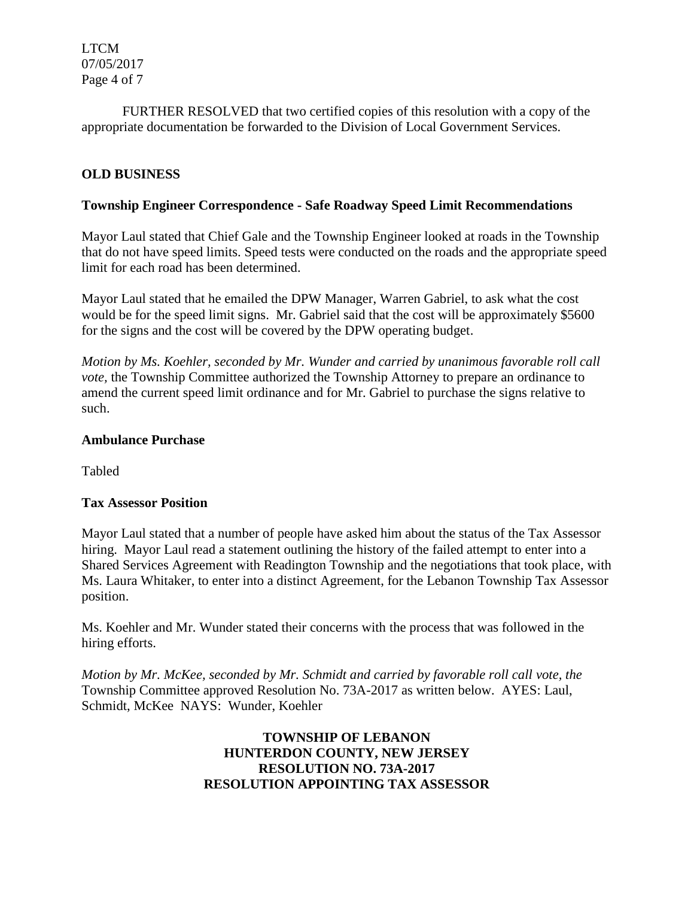FURTHER RESOLVED that two certified copies of this resolution with a copy of the appropriate documentation be forwarded to the Division of Local Government Services.

**OLD BUSINESS**

**Township Engineer Correspondence - Safe Roadway Speed Limit Recommendations**

Mayor Laul stated that Chief Gale and the Township Engineer looked at roads in the Township that do not have speed limits. Speed tests were conducted on the roads and the appropriate speed limit for each road has been determined.

Mayor Laul stated that he emailed the DPW Manager, Warren Gabriel, to ask what the cost would be for the speed limit signs. Mr. Gabriel said that the cost will be approximately $5600 for the signs and the cost will be covered by the DPW operating budget.

*Motion by Ms. Koehler, seconded by Mr. Wunder and carried by unanimous favorable roll call vote,* the Township Committee authorized the Township Attorney to prepare an ordinance to amend the current speed limit ordinance and for Mr. Gabriel to purchase the signs relative to such.

**Ambulance Purchase**

Tabled

**Tax Assessor Position**

Mayor Laul stated that a number of people have asked him about the status of the Tax Assessor hiring. Mayor Laul read a statement outlining the history of the failed attempt to enter into a Shared Services Agreement with Readington Township and the negotiations that took place, with Ms. Laura Whitaker, to enter into a distinct Agreement, for the Lebanon Township Tax Assessor position.

Ms. Koehler and Mr. Wunder stated their concerns with the process that was followed in the hiring efforts.

*Motion by Mr. McKee, seconded by Mr. Schmidt and carried by favorable roll call vote, the* Township Committee approved Resolution No. 73A-2017 as written below. AYES: Laul, Schmidt, McKee NAYS: Wunder, Koehler

**TOWNSHIP OF LEBANON**
**HUNTERDON COUNTY, NEW JERSEY**
**RESOLUTION NO. 73A-2017**
**RESOLUTION APPOINTING TAX ASSESSOR**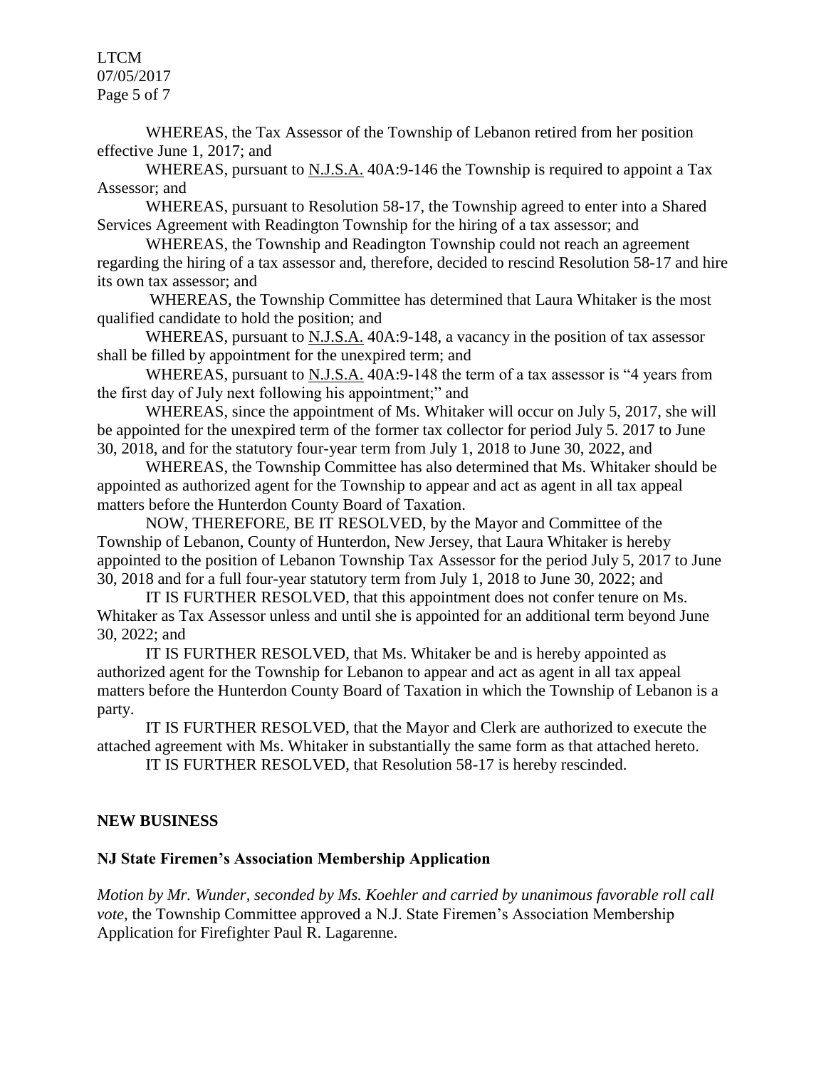WHEREAS, the Tax Assessor of the Township of Lebanon retired from her position effective June 1, 2017; and

WHEREAS, pursuant to N.J.S.A. 40A:9-146 the Township is required to appoint a Tax Assessor; and

WHEREAS, pursuant to Resolution 58-17, the Township agreed to enter into a Shared Services Agreement with Readington Township for the hiring of a tax assessor; and

WHEREAS, the Township and Readington Township could not reach an agreement regarding the hiring of a tax assessor and, therefore, decided to rescind Resolution 58-17 and hire its own tax assessor; and

WHEREAS, the Township Committee has determined that Laura Whitaker is the most qualified candidate to hold the position; and

WHEREAS, pursuant to N.J.S.A. 40A:9-148, a vacancy in the position of tax assessor shall be filled by appointment for the unexpired term; and

WHEREAS, pursuant to N.J.S.A. 40A:9-148 the term of a tax assessor is "4 years from the first day of July next following his appointment;" and

WHEREAS, since the appointment of Ms. Whitaker will occur on July 5, 2017, she will be appointed for the unexpired term of the former tax collector for period July 5. 2017 to June 30, 2018, and for the statutory four-year term from July 1, 2018 to June 30, 2022, and

WHEREAS, the Township Committee has also determined that Ms. Whitaker should be appointed as authorized agent for the Township to appear and act as agent in all tax appeal matters before the Hunterdon County Board of Taxation.

NOW, THEREFORE, BE IT RESOLVED, by the Mayor and Committee of the Township of Lebanon, County of Hunterdon, New Jersey, that Laura Whitaker is hereby appointed to the position of Lebanon Township Tax Assessor for the period July 5, 2017 to June 30, 2018 and for a full four-year statutory term from July 1, 2018 to June 30, 2022; and

IT IS FURTHER RESOLVED, that this appointment does not confer tenure on Ms. Whitaker as Tax Assessor unless and until she is appointed for an additional term beyond June 30, 2022; and

IT IS FURTHER RESOLVED, that Ms. Whitaker be and is hereby appointed as authorized agent for the Township for Lebanon to appear and act as agent in all tax appeal matters before the Hunterdon County Board of Taxation in which the Township of Lebanon is a party.

IT IS FURTHER RESOLVED, that the Mayor and Clerk are authorized to execute the attached agreement with Ms. Whitaker in substantially the same form as that attached hereto.

IT IS FURTHER RESOLVED, that Resolution 58-17 is hereby rescinded.

## NEW BUSINESS

### NJ State Firemen's Association Membership Application

*Motion by Mr. Wunder, seconded by Ms. Koehler and carried by unanimous favorable roll call vote,* the Township Committee approved a N.J. State Firemen's Association Membership Application for Firefighter Paul R. Lagarenne.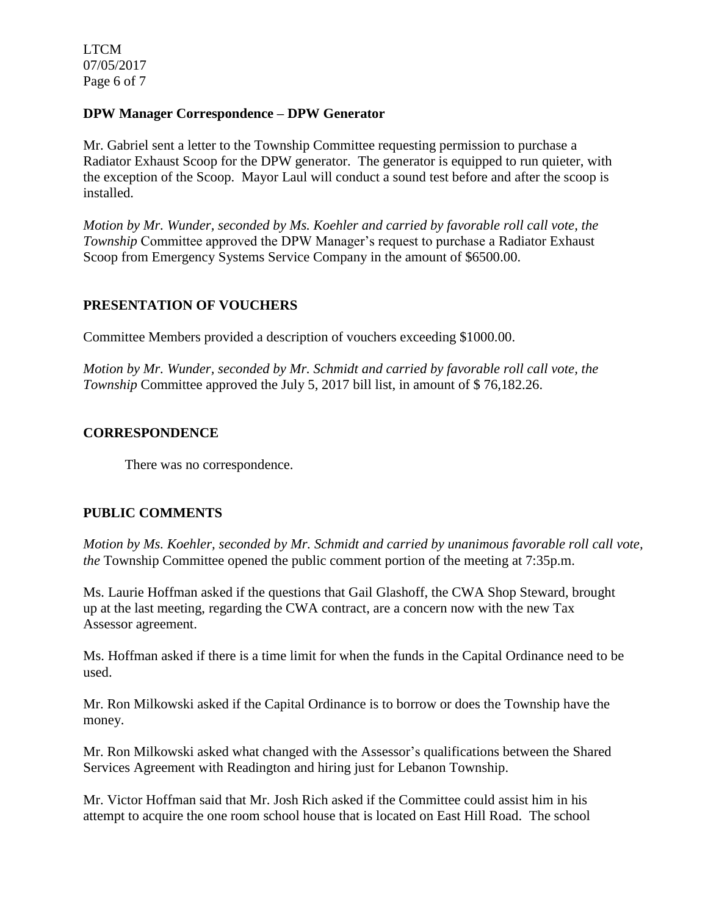**DPW Manager Correspondence – DPW Generator**

Mr. Gabriel sent a letter to the Township Committee requesting permission to purchase a Radiator Exhaust Scoop for the DPW generator. The generator is equipped to run quieter, with the exception of the Scoop. Mayor Laul will conduct a sound test before and after the scoop is installed.

*Motion by Mr. Wunder, seconded by Ms. Koehler and carried by favorable roll call vote, the Township* Committee approved the DPW Manager's request to purchase a Radiator Exhaust Scoop from Emergency Systems Service Company in the amount of $6500.00.

**PRESENTATION OF VOUCHERS**

Committee Members provided a description of vouchers exceeding $1000.00.

*Motion by Mr. Wunder, seconded by Mr. Schmidt and carried by favorable roll call vote, the Township* Committee approved the July 5, 2017 bill list, in amount of $ 76,182.26.

**CORRESPONDENCE**

There was no correspondence.

**PUBLIC COMMENTS**

*Motion by Ms. Koehler, seconded by Mr. Schmidt and carried by unanimous favorable roll call vote, the* Township Committee opened the public comment portion of the meeting at 7:35p.m.

Ms. Laurie Hoffman asked if the questions that Gail Glashoff, the CWA Shop Steward, brought up at the last meeting, regarding the CWA contract, are a concern now with the new Tax Assessor agreement.

Ms. Hoffman asked if there is a time limit for when the funds in the Capital Ordinance need to be used.

Mr. Ron Milkowski asked if the Capital Ordinance is to borrow or does the Township have the money.

Mr. Ron Milkowski asked what changed with the Assessor's qualifications between the Shared Services Agreement with Readington and hiring just for Lebanon Township.

Mr. Victor Hoffman said that Mr. Josh Rich asked if the Committee could assist him in his attempt to acquire the one room school house that is located on East Hill Road. The school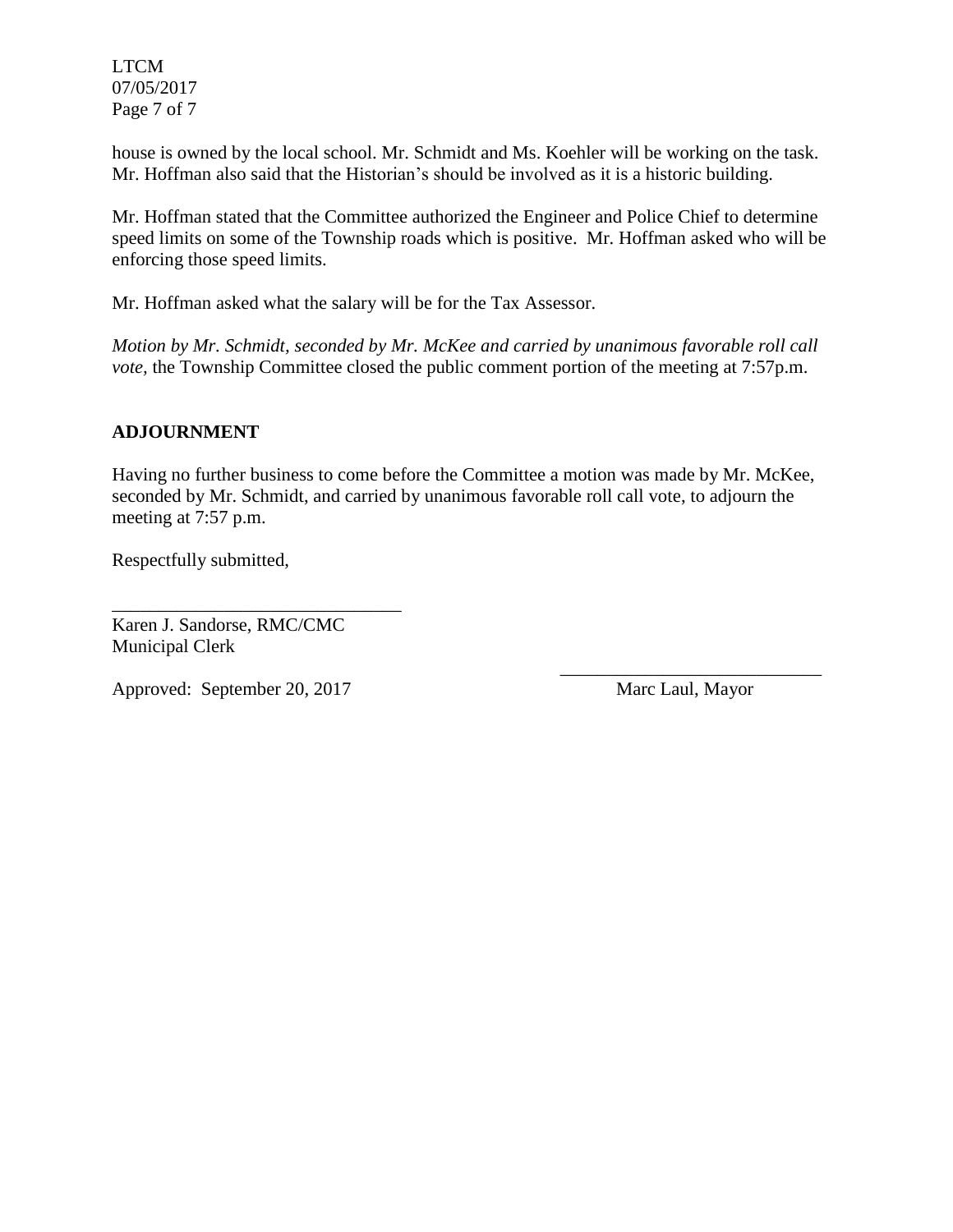house is owned by the local school. Mr. Schmidt and Ms. Koehler will be working on the task. Mr. Hoffman also said that the Historian's should be involved as it is a historic building.

Mr. Hoffman stated that the Committee authorized the Engineer and Police Chief to determine speed limits on some of the Township roads which is positive. Mr. Hoffman asked who will be enforcing those speed limits.

Mr. Hoffman asked what the salary will be for the Tax Assessor.

*Motion by Mr. Schmidt, seconded by Mr. McKee and carried by unanimous favorable roll call vote,* the Township Committee closed the public comment portion of the meeting at 7:57p.m.

**ADJOURNMENT**

Having no further business to come before the Committee a motion was made by Mr. McKee, seconded by Mr. Schmidt, and carried by unanimous favorable roll call vote, to adjourn the meeting at 7:57 p.m.

Respectfully submitted,

_______________________________
Karen J. Sandorse, RMC/CMC
Municipal Clerk

_______________________________
Marc Laul, Mayor

Approved: September 20, 2017